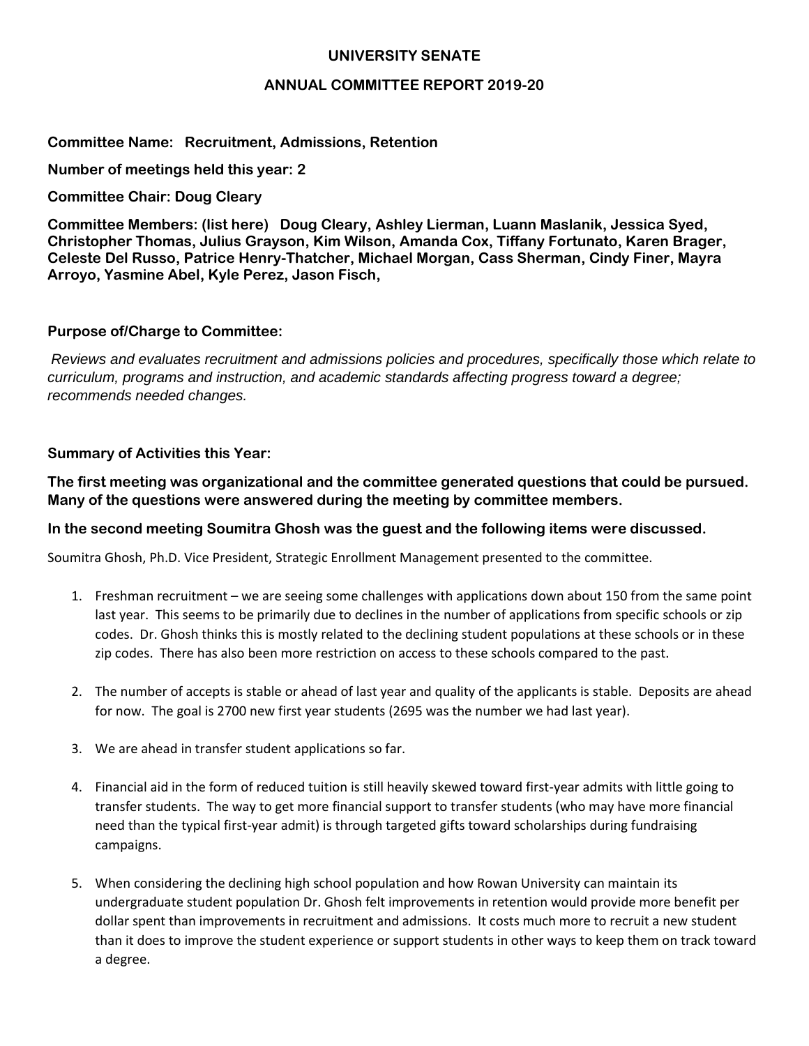**UNIVERSITY SENATE**

**ANNUAL COMMITTEE REPORT 2019-20**

**Committee Name: Recruitment, Admissions, Retention**

**Number of meetings held this year: 2**

**Committee Chair: Doug Cleary**

**Committee Members: (list here) Doug Cleary, Ashley Lierman, Luann Maslanik, Jessica Syed, Christopher Thomas, Julius Grayson, Kim Wilson, Amanda Cox, Tiffany Fortunato, Karen Brager, Celeste Del Russo, Patrice Henry-Thatcher, Michael Morgan, Cass Sherman, Cindy Finer, Mayra Arroyo, Yasmine Abel, Kyle Perez, Jason Fisch,**

**Purpose of/Charge to Committee:**

*Reviews and evaluates recruitment and admissions policies and procedures, specifically those which relate to curriculum, programs and instruction, and academic standards affecting progress toward a degree; recommends needed changes.*

**Summary of Activities this Year:**

**The first meeting was organizational and the committee generated questions that could be pursued. Many of the questions were answered during the meeting by committee members.**

**In the second meeting Soumitra Ghosh was the guest and the following items were discussed.**

Soumitra Ghosh, Ph.D. Vice President, Strategic Enrollment Management presented to the committee.

1. Freshman recruitment – we are seeing some challenges with applications down about 150 from the same point last year. This seems to be primarily due to declines in the number of applications from specific schools or zip codes. Dr. Ghosh thinks this is mostly related to the declining student populations at these schools or in these zip codes. There has also been more restriction on access to these schools compared to the past.

2. The number of accepts is stable or ahead of last year and quality of the applicants is stable. Deposits are ahead for now. The goal is 2700 new first year students (2695 was the number we had last year).

3. We are ahead in transfer student applications so far.

4. Financial aid in the form of reduced tuition is still heavily skewed toward first-year admits with little going to transfer students. The way to get more financial support to transfer students (who may have more financial need than the typical first-year admit) is through targeted gifts toward scholarships during fundraising campaigns.

5. When considering the declining high school population and how Rowan University can maintain its undergraduate student population Dr. Ghosh felt improvements in retention would provide more benefit per dollar spent than improvements in recruitment and admissions. It costs much more to recruit a new student than it does to improve the student experience or support students in other ways to keep them on track toward a degree.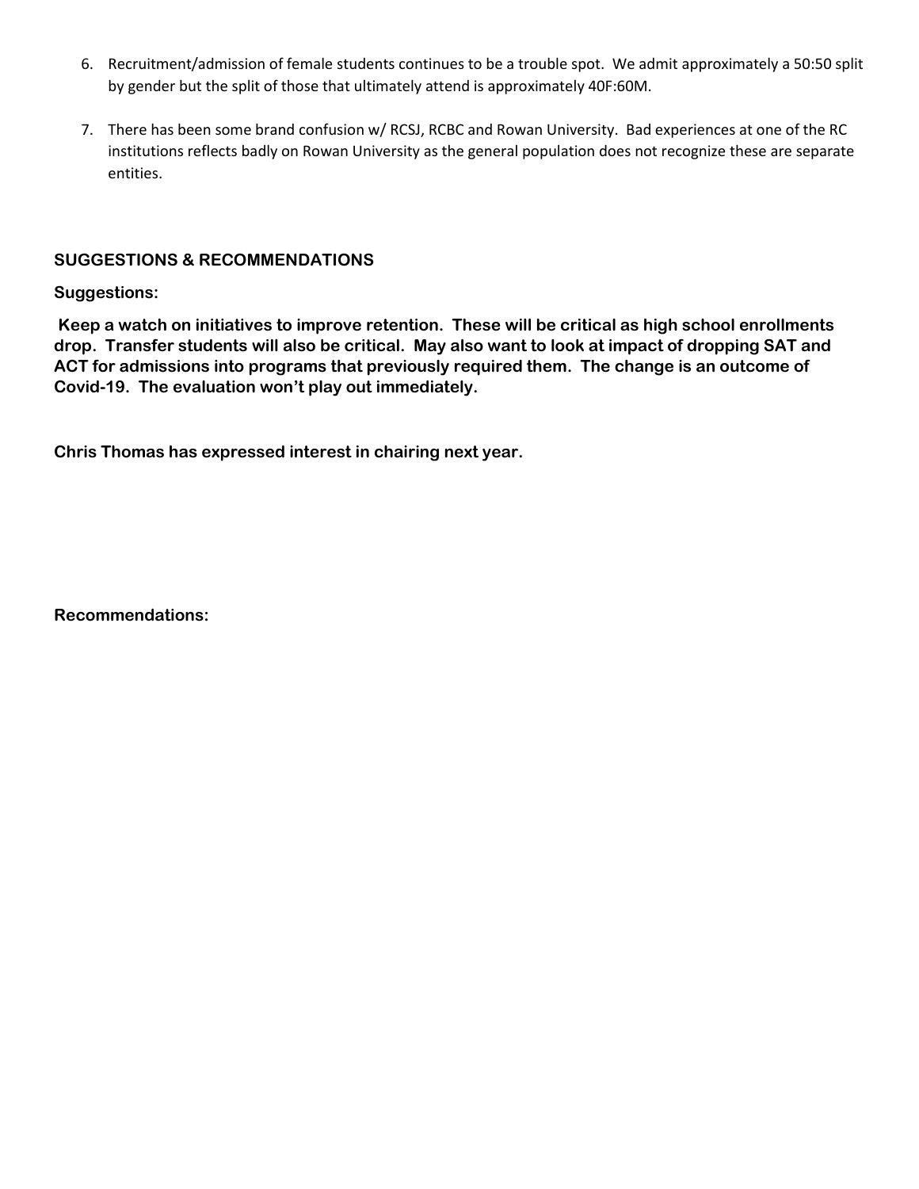6. Recruitment/admission of female students continues to be a trouble spot. We admit approximately a 50:50 split by gender but the split of those that ultimately attend is approximately 40F:60M.

7. There has been some brand confusion w/ RCSJ, RCBC and Rowan University. Bad experiences at one of the RC institutions reflects badly on Rowan University as the general population does not recognize these are separate entities.

## SUGGESTIONS & RECOMMENDATIONS

**Suggestions:**

**Keep a watch on initiatives to improve retention. These will be critical as high school enrollments drop. Transfer students will also be critical. May also want to look at impact of dropping SAT and ACT for admissions into programs that previously required them. The change is an outcome of Covid-19. The evaluation won't play out immediately.**

**Chris Thomas has expressed interest in chairing next year.**

**Recommendations:**